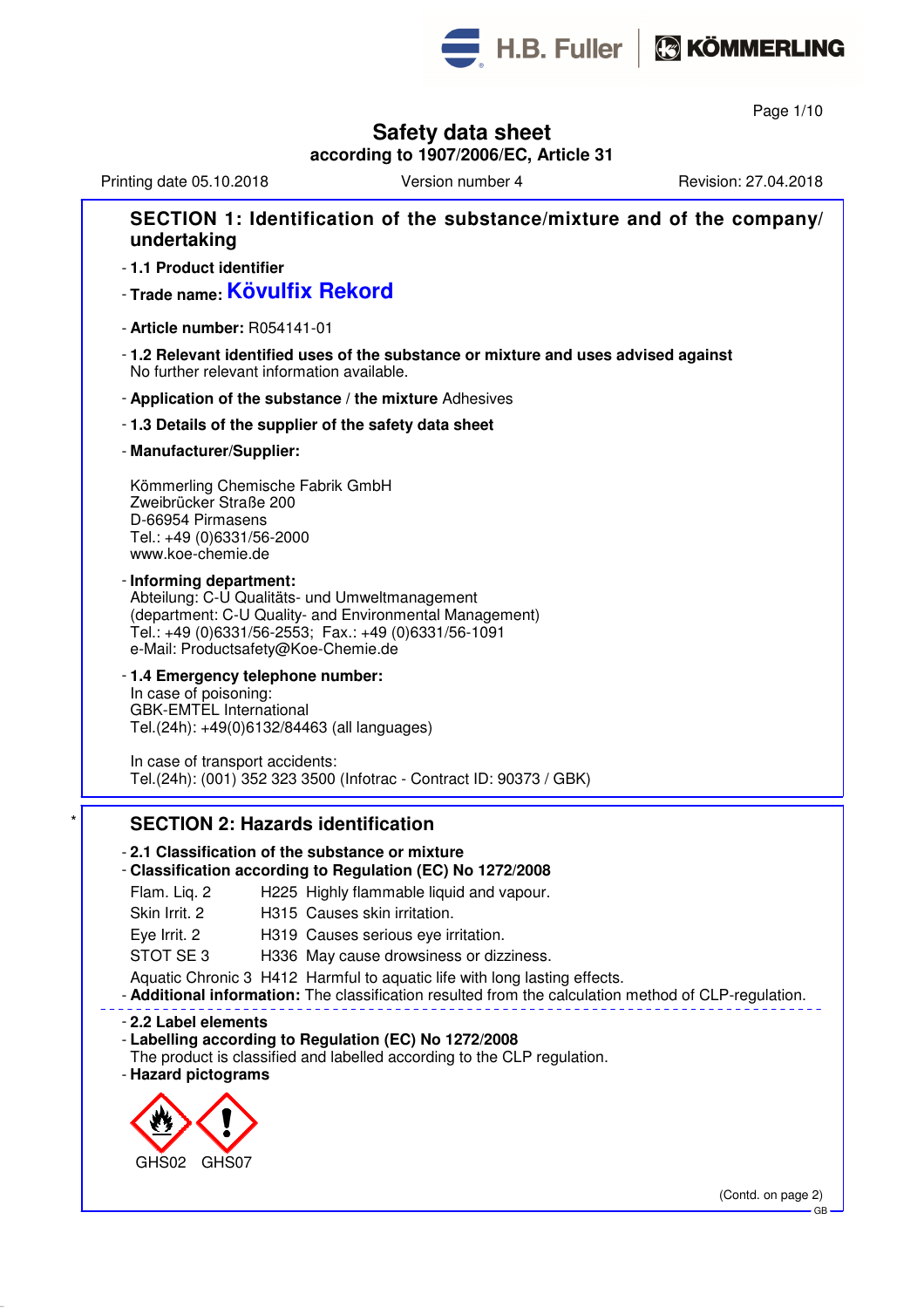# Safety data sheet

**according to 1907/2006/EC, Article 31**

Printing date 05.10.2018    Version number 4    Revision: 27.04.2018

## SECTION 1: Identification of the substance/mixture and of the company/ undertaking

- **1.1 Product identifier**
- **Trade name: Növulfix Rekord**

- **Article number:** R054141-01
- **1.2 Relevant identified uses of the substance or mixture and uses advised against**
  No further relevant information available.
- **Application of the substance / the mixture** Adhesives
- **1.3 Details of the supplier of the safety data sheet**
- **Manufacturer/Supplier:**

  Kömmerling Chemische Fabrik GmbH
  Zweibrücker Straße 200
  D-66954 Pirmasens
  Tel.: +49 (0)6331/56-2000
  www.koe-chemie.de

- **Informing department:**
  Abteilung: C-U Qualitäts- und Umweltmanagement
  (department: C-U Quality- and Environmental Management)
  Tel.: +49 (0)6331/56-2553; Fax.: +49 (0)6331/56-1091
  e-Mail: Productsafety@Koe-Chemie.de
- **1.4 Emergency telephone number:**
  In case of poisoning:
  GBK-EMTEL International
  Tel.(24h): +49(0)6132/84463 (all languages)

  In case of transport accidents:
  Tel.(24h): (001) 352 323 3500 (Infotrac - Contract ID: 90373 / GBK)

## SECTION 2: Hazards identification

- **2.1 Classification of the substance or mixture**
- **Classification according to Regulation (EC) No 1272/2008**

| | | |
|---|---|---|
| Flam. Liq. 2 | H225 | Highly flammable liquid and vapour. |
| Skin Irrit. 2 | H315 | Causes skin irritation. |
| Eye Irrit. 2 | H319 | Causes serious eye irritation. |
| STOT SE 3 | H336 | May cause drowsiness or dizziness. |
| Aquatic Chronic 3 | H412 | Harmful to aquatic life with long lasting effects. |

- **Additional information:** The classification resulted from the calculation method of CLP-regulation.

- **2.2 Label elements**
- **Labelling according to Regulation (EC) No 1272/2008**
  The product is classified and labelled according to the CLP regulation.
- **Hazard pictograms**

GHS02 GHS07

(Contd. on page 2)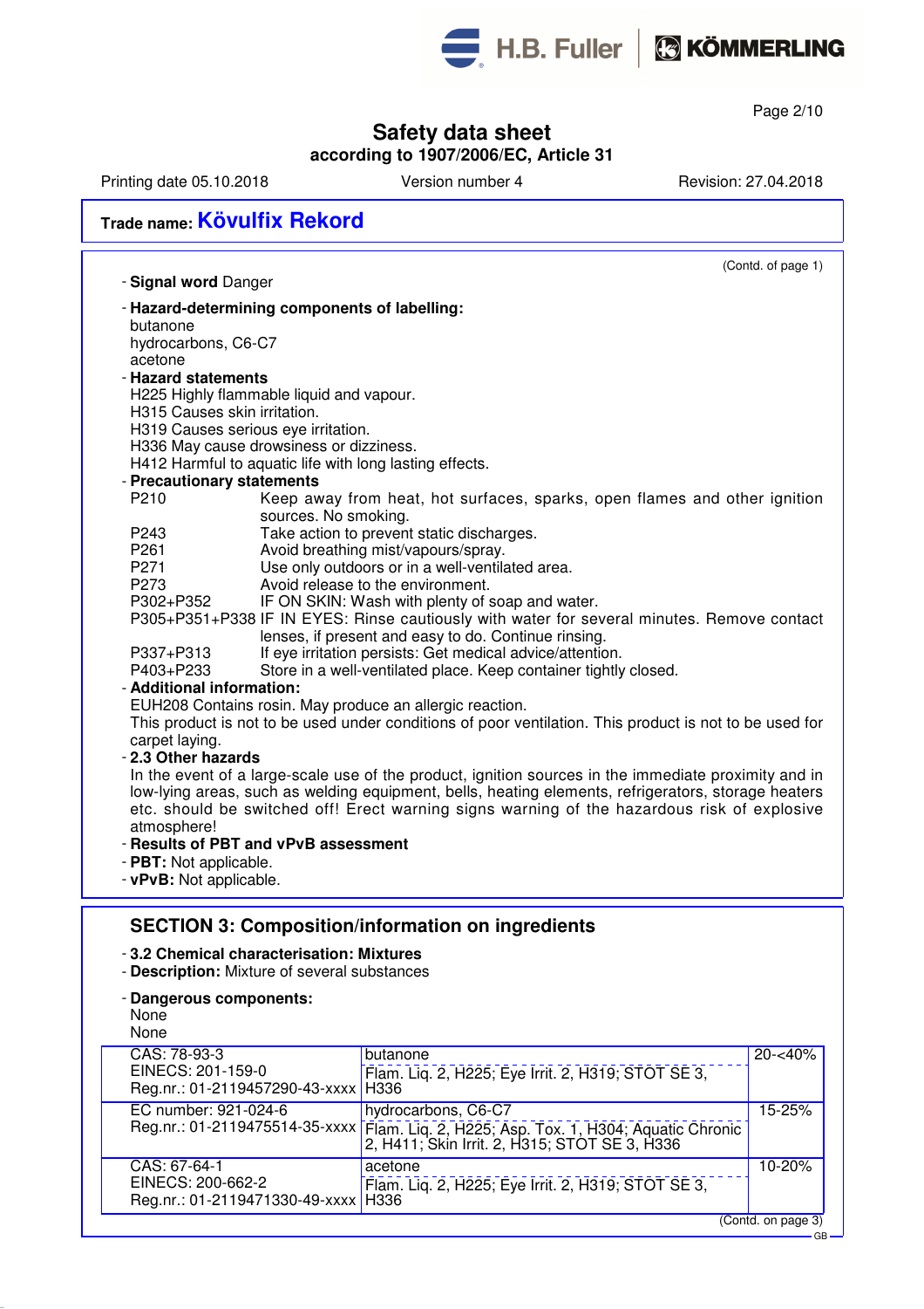**Safety data sheet**
**according to 1907/2006/EC, Article 31**

Printing date 05.10.2018 Version number 4 Revision: 27.04.2018

**Trade name: Kövulfix Rekord**

(Contd. of page 1)

- **Signal word** Danger
- **Hazard-determining components of labelling:**
  butanone
  hydrocarbons, C6-C7
  acetone
- **Hazard statements**
  H225 Highly flammable liquid and vapour.
  H315 Causes skin irritation.
  H319 Causes serious eye irritation.
  H336 May cause drowsiness or dizziness.
  H412 Harmful to aquatic life with long lasting effects.
- **Precautionary statements**
  P210 Keep away from heat, hot surfaces, sparks, open flames and other ignition sources. No smoking.
  P243 Take action to prevent static discharges.
  P261 Avoid breathing mist/vapours/spray.
  P271 Use only outdoors or in a well-ventilated area.
  P273 Avoid release to the environment.
  P302+P352 IF ON SKIN: Wash with plenty of soap and water.
  P305+P351+P338 IF IN EYES: Rinse cautiously with water for several minutes. Remove contact lenses, if present and easy to do. Continue rinsing.
  P337+P313 If eye irritation persists: Get medical advice/attention.
  P403+P233 Store in a well-ventilated place. Keep container tightly closed.
- **Additional information:**
  EUH208 Contains rosin. May produce an allergic reaction.
  This product is not to be used under conditions of poor ventilation. This product is not to be used for carpet laying.
- **2.3 Other hazards**
  In the event of a large-scale use of the product, ignition sources in the immediate proximity and in low-lying areas, such as welding equipment, bells, heating elements, refrigerators, storage heaters etc. should be switched off! Erect warning signs warning of the hazardous risk of explosive atmosphere!
- **Results of PBT and vPvB assessment**
- **PBT:** Not applicable.
- **vPvB:** Not applicable.

## SECTION 3: Composition/information on ingredients

- **3.2 Chemical characterisation: Mixtures**
- **Description:** Mixture of several substances
- **Dangerous components:**
  None
  None

| Identifiers | Name / Classification | Concentration |
|---|---|---|
| CAS: 78-93-3<br>EINECS: 201-159-0<br>Reg.nr.: 01-2119457290-43-xxxx | butanone<br>Flam. Liq. 2, H225; Eye Irrit. 2, H319; STOT SE 3, H336 | 20-<40% |
| EC number: 921-024-6<br>Reg.nr.: 01-2119475514-35-xxxx | hydrocarbons, C6-C7<br>Flam. Liq. 2, H225; Asp. Tox. 1, H304; Aquatic Chronic 2, H411; Skin Irrit. 2, H315; STOT SE 3, H336 | 15-25% |
| CAS: 67-64-1<br>EINECS: 200-662-2<br>Reg.nr.: 01-2119471330-49-xxxx | acetone<br>Flam. Liq. 2, H225; Eye Irrit. 2, H319; STOT SE 3, H336 | 10-20% |

(Contd. on page 3)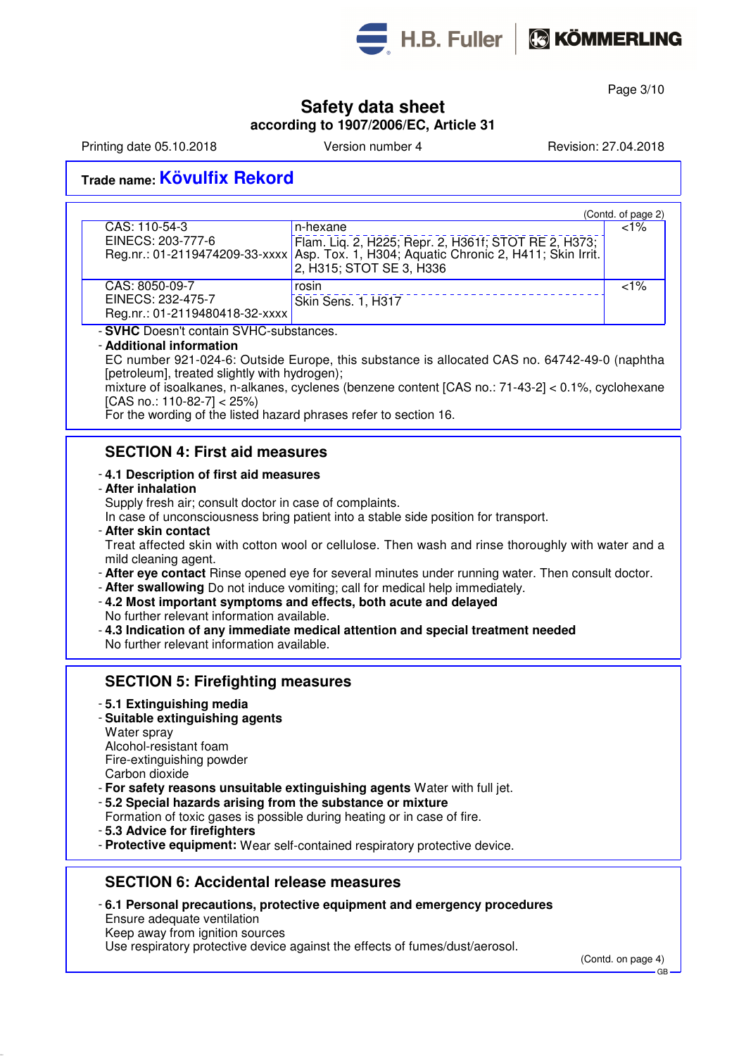# Safety data sheet

**according to 1907/2006/EC, Article 31**

Printing date 05.10.2018 | Version number 4 | Revision: 27.04.2018

**Trade name: Kövulfix Rekord**

(Contd. of page 2)

| | | |
|---|---|---|
| CAS: 110-54-3<br>EINECS: 203-777-6<br>Reg.nr.: 01-2119474209-33-xxxx | n-hexane<br>Flam. Liq. 2, H225; Repr. 2, H361f; STOT RE 2, H373; Asp. Tox. 1, H304; Aquatic Chronic 2, H411; Skin Irrit. 2, H315; STOT SE 3, H336 | <1% |
| CAS: 8050-09-7<br>EINECS: 232-475-7<br>Reg.nr.: 01-2119480418-32-xxxx | rosin<br>Skin Sens. 1, H317 | <1% |

- **SVHC** Doesn't contain SVHC-substances.
- **Additional information**
  EC number 921-024-6: Outside Europe, this substance is allocated CAS no. 64742-49-0 (naphtha [petroleum], treated slightly with hydrogen);
  mixture of isoalkanes, n-alkanes, cyclenes (benzene content [CAS no.: 71-43-2] < 0.1%, cyclohexane [CAS no.: 110-82-7] < 25%)
  For the wording of the listed hazard phrases refer to section 16.

## SECTION 4: First aid measures

- **4.1 Description of first aid measures**
- **After inhalation**
  Supply fresh air; consult doctor in case of complaints.
  In case of unconsciousness bring patient into a stable side position for transport.
- **After skin contact**
  Treat affected skin with cotton wool or cellulose. Then wash and rinse thoroughly with water and a mild cleaning agent.
- **After eye contact** Rinse opened eye for several minutes under running water. Then consult doctor.
- **After swallowing** Do not induce vomiting; call for medical help immediately.
- **4.2 Most important symptoms and effects, both acute and delayed**
  No further relevant information available.
- **4.3 Indication of any immediate medical attention and special treatment needed**
  No further relevant information available.

## SECTION 5: Firefighting measures

- **5.1 Extinguishing media**
- **Suitable extinguishing agents**
  Water spray
  Alcohol-resistant foam
  Fire-extinguishing powder
  Carbon dioxide
- **For safety reasons unsuitable extinguishing agents** Water with full jet.
- **5.2 Special hazards arising from the substance or mixture**
  Formation of toxic gases is possible during heating or in case of fire.
- **5.3 Advice for firefighters**
- **Protective equipment:** Wear self-contained respiratory protective device.

## SECTION 6: Accidental release measures

- **6.1 Personal precautions, protective equipment and emergency procedures**
  Ensure adequate ventilation
  Keep away from ignition sources
  Use respiratory protective device against the effects of fumes/dust/aerosol.

(Contd. on page 4)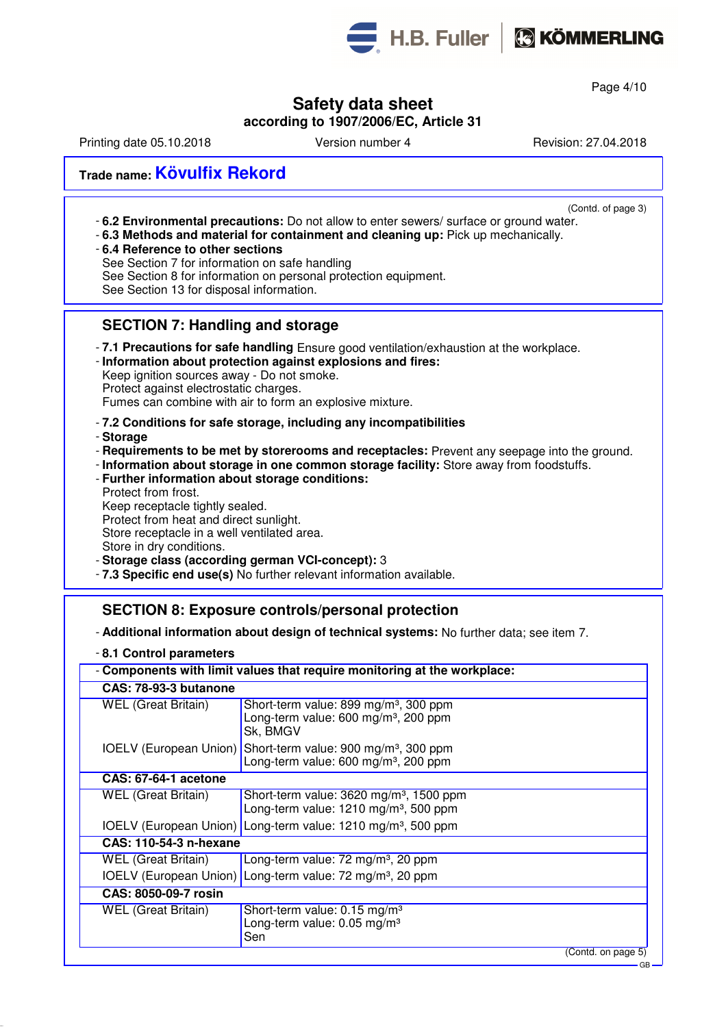# Safety data sheet

**according to 1907/2006/EC, Article 31**

Printing date 05.10.2018 Version number 4 Revision: 27.04.2018

**Trade name: Kövulfix Rekord**

(Contd. of page 3)

- **6.2 Environmental precautions:** Do not allow to enter sewers/ surface or ground water.
- **6.3 Methods and material for containment and cleaning up:** Pick up mechanically.
- **6.4 Reference to other sections**
  See Section 7 for information on safe handling
  See Section 8 for information on personal protection equipment.
  See Section 13 for disposal information.

## SECTION 7: Handling and storage

- **7.1 Precautions for safe handling** Ensure good ventilation/exhaustion at the workplace.
- **Information about protection against explosions and fires:**
  Keep ignition sources away - Do not smoke.
  Protect against electrostatic charges.
  Fumes can combine with air to form an explosive mixture.
- **7.2 Conditions for safe storage, including any incompatibilities**
- **Storage**
- **Requirements to be met by storerooms and receptacles:** Prevent any seepage into the ground.
- **Information about storage in one common storage facility:** Store away from foodstuffs.
- **Further information about storage conditions:**
  Protect from frost.
  Keep receptacle tightly sealed.
  Protect from heat and direct sunlight.
  Store receptacle in a well ventilated area.
  Store in dry conditions.
- **Storage class (according german VCI-concept):** 3
- **7.3 Specific end use(s)** No further relevant information available.

## SECTION 8: Exposure controls/personal protection

- **Additional information about design of technical systems:** No further data; see item 7.
- **8.1 Control parameters**

| - Components with limit values that require monitoring at the workplace: | |
|---|---|
| **CAS: 78-93-3 butanone** | |
| WEL (Great Britain) | Short-term value: 899 mg/m³, 300 ppm<br>Long-term value: 600 mg/m³, 200 ppm<br>Sk, BMGV |
| IOELV (European Union) | Short-term value: 900 mg/m³, 300 ppm<br>Long-term value: 600 mg/m³, 200 ppm |
| **CAS: 67-64-1 acetone** | |
| WEL (Great Britain) | Short-term value: 3620 mg/m³, 1500 ppm<br>Long-term value: 1210 mg/m³, 500 ppm |
| IOELV (European Union) | Long-term value: 1210 mg/m³, 500 ppm |
| **CAS: 110-54-3 n-hexane** | |
| WEL (Great Britain) | Long-term value: 72 mg/m³, 20 ppm |
| IOELV (European Union) | Long-term value: 72 mg/m³, 20 ppm |
| **CAS: 8050-09-7 rosin** | |
| WEL (Great Britain) | Short-term value: 0.15 mg/m³<br>Long-term value: 0.05 mg/m³<br>Sen |

(Contd. on page 5)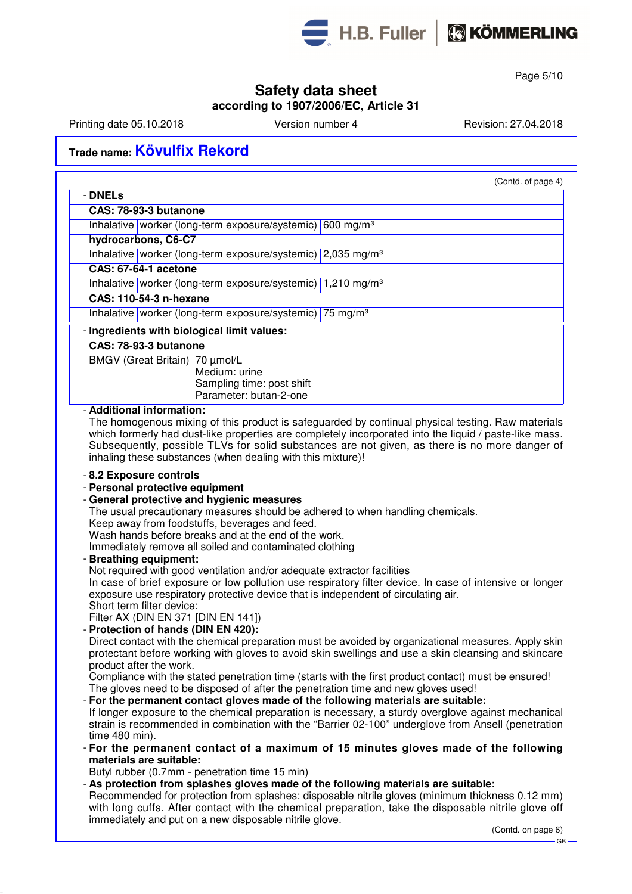**Trade name: Kövulfix Rekord**

(Contd. of page 4)

- **DNELs**

| | | |
|---|---|---|
| **CAS: 78-93-3 butanone** | | |
| Inhalative | worker (long-term exposure/systemic) | 600 mg/m³ |
| **hydrocarbons, C6-C7** | | |
| Inhalative | worker (long-term exposure/systemic) | 2,035 mg/m³ |
| **CAS: 67-64-1 acetone** | | |
| Inhalative | worker (long-term exposure/systemic) | 1,210 mg/m³ |
| **CAS: 110-54-3 n-hexane** | | |
| Inhalative | worker (long-term exposure/systemic) | 75 mg/m³ |

- **Ingredients with biological limit values:**

| | |
|---|---|
| **CAS: 78-93-3 butanone** | |
| BMGV (Great Britain) | 70 µmol/L<br>Medium: urine<br>Sampling time: post shift<br>Parameter: butan-2-one |

- **Additional information:**
The homogenous mixing of this product is safeguarded by continual physical testing. Raw materials which formerly had dust-like properties are completely incorporated into the liquid / paste-like mass. Subsequently, possible TLVs for solid substances are not given, as there is no more danger of inhaling these substances (when dealing with this mixture)!

- **8.2 Exposure controls**
- **Personal protective equipment**
- **General protective and hygienic measures**
The usual precautionary measures should be adhered to when handling chemicals.
Keep away from foodstuffs, beverages and feed.
Wash hands before breaks and at the end of the work.
Immediately remove all soiled and contaminated clothing
- **Breathing equipment:**
Not required with good ventilation and/or adequate extractor facilities
In case of brief exposure or low pollution use respiratory filter device. In case of intensive or longer exposure use respiratory protective device that is independent of circulating air.
Short term filter device:
Filter AX (DIN EN 371 [DIN EN 141])
- **Protection of hands (DIN EN 420):**
Direct contact with the chemical preparation must be avoided by organizational measures. Apply skin protectant before working with gloves to avoid skin swellings and use a skin cleansing and skincare product after the work.
Compliance with the stated penetration time (starts with the first product contact) must be ensured!
The gloves need to be disposed of after the penetration time and new gloves used!
- **For the permanent contact gloves made of the following materials are suitable:**
If longer exposure to the chemical preparation is necessary, a sturdy overglove against mechanical strain is recommended in combination with the “Barrier 02-100” underglove from Ansell (penetration time 480 min).
- **For the permanent contact of a maximum of 15 minutes gloves made of the following materials are suitable:**
Butyl rubber (0.7mm - penetration time 15 min)
- **As protection from splashes gloves made of the following materials are suitable:**
Recommended for protection from splashes: disposable nitrile gloves (minimum thickness 0.12 mm) with long cuffs. After contact with the chemical preparation, take the disposable nitrile glove off immediately and put on a new disposable nitrile glove.

(Contd. on page 6)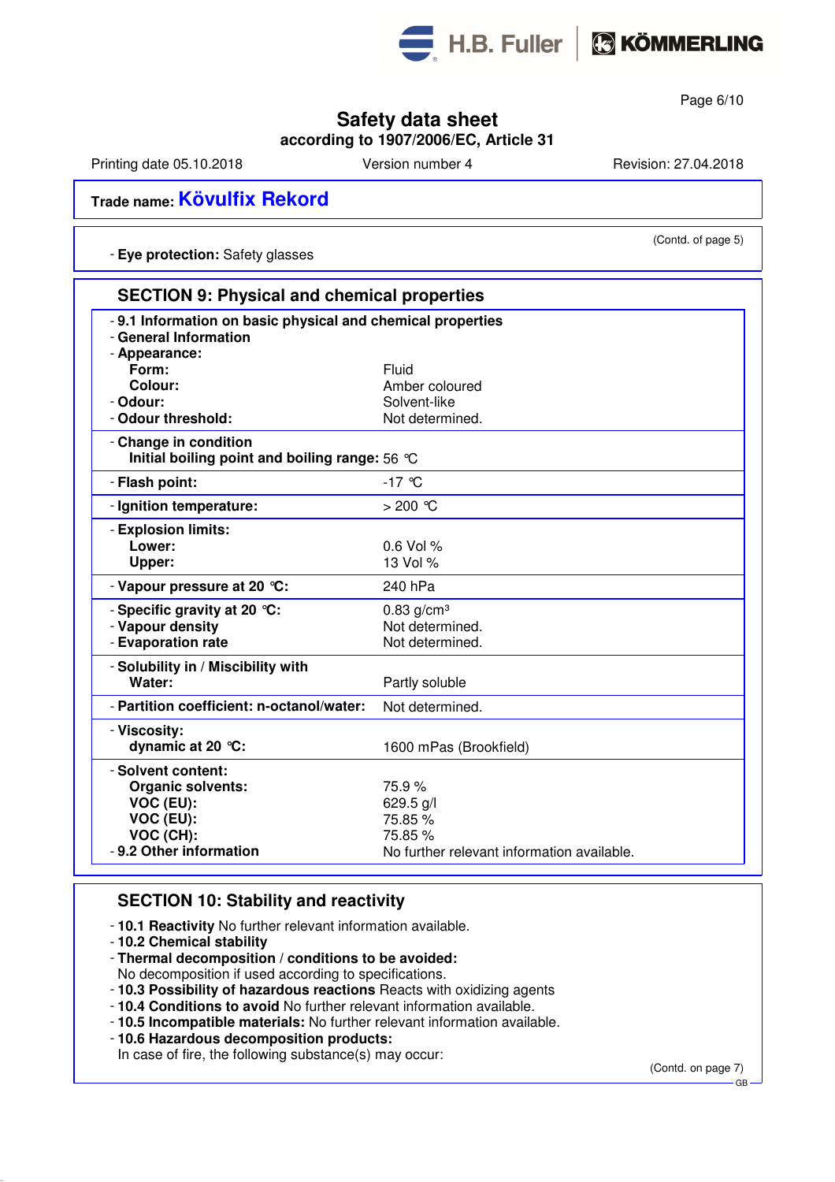Safety data sheet
according to 1907/2006/EC, Article 31

Printing date 05.10.2018 | Version number 4 | Revision: 27.04.2018

Trade name: **Kövulfix Rekord**

(Contd. of page 5)

- **Eye protection:** Safety glasses

## SECTION 9: Physical and chemical properties

- **9.1 Information on basic physical and chemical properties**
- **General Information**

| Property | Value |
|---|---|
| - **Appearance:** | |
| **Form:** | Fluid |
| **Colour:** | Amber coloured |
| - **Odour:** | Solvent-like |
| - **Odour threshold:** | Not determined. |
| - **Change in condition** | |
| **Initial boiling point and boiling range:** | 56 °C |
| - **Flash point:** | -17 °C |
| - **Ignition temperature:** | > 200 °C |
| - **Explosion limits:** | |
| **Lower:** | 0.6 Vol % |
| **Upper:** | 13 Vol % |
| - **Vapour pressure at 20 °C:** | 240 hPa |
| - **Specific gravity at 20 °C:** | 0.83 g/cm³ |
| - **Vapour density** | Not determined. |
| - **Evaporation rate** | Not determined. |
| - **Solubility in / Miscibility with** | |
| **Water:** | Partly soluble |
| - **Partition coefficient: n-octanol/water:** | Not determined. |
| - **Viscosity:** | |
| **dynamic at 20 °C:** | 1600 mPas (Brookfield) |
| - **Solvent content:** | |
| **Organic solvents:** | 75.9 % |
| **VOC (EU):** | 629.5 g/l |
| **VOC (EU):** | 75.85 % |
| **VOC (CH):** | 75.85 % |
| - **9.2 Other information** | No further relevant information available. |

## SECTION 10: Stability and reactivity

- **10.1 Reactivity** No further relevant information available.
- **10.2 Chemical stability**
- **Thermal decomposition / conditions to be avoided:**
  No decomposition if used according to specifications.
- **10.3 Possibility of hazardous reactions** Reacts with oxidizing agents
- **10.4 Conditions to avoid** No further relevant information available.
- **10.5 Incompatible materials:** No further relevant information available.
- **10.6 Hazardous decomposition products:**
  In case of fire, the following substance(s) may occur:

(Contd. on page 7)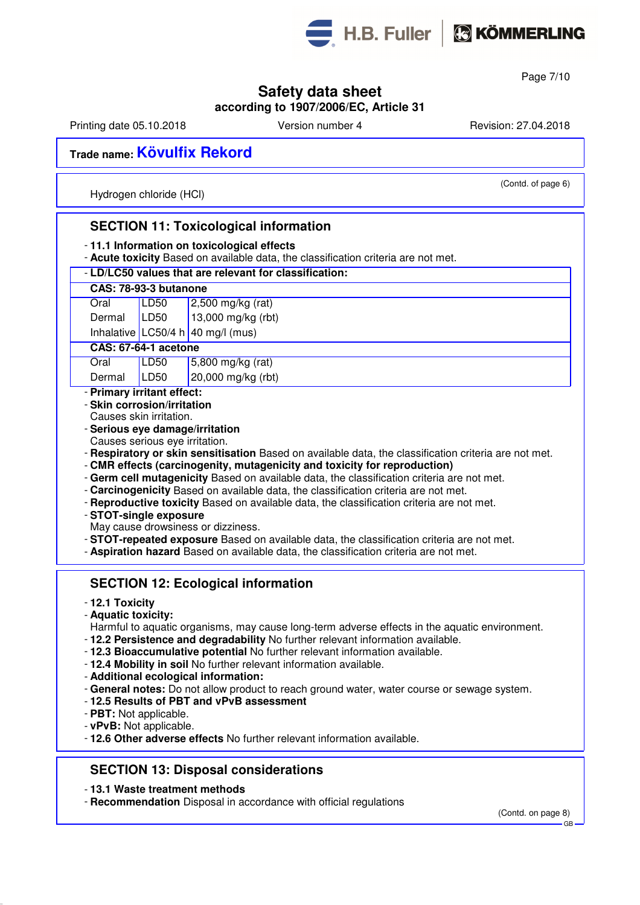## Safety data sheet

**according to 1907/2006/EC, Article 31**

Printing date 05.10.2018 Version number 4 Revision: 27.04.2018

**Trade name: Kövulfix Rekord**

(Contd. of page 6)

Hydrogen chloride (HCl)

## SECTION 11: Toxicological information

- **11.1 Information on toxicological effects**
- **Acute toxicity** Based on available data, the classification criteria are not met.
- **LD/LC50 values that are relevant for classification:**

| | | |
|---|---|---|
| **CAS: 78-93-3 butanone** | | |
| Oral | LD50 | 2,500 mg/kg (rat) |
| Dermal | LD50 | 13,000 mg/kg (rbt) |
| Inhalative | LC50/4 h | 40 mg/l (mus) |
| **CAS: 67-64-1 acetone** | | |
| Oral | LD50 | 5,800 mg/kg (rat) |
| Dermal | LD50 | 20,000 mg/kg (rbt) |

- **Primary irritant effect:**
- **Skin corrosion/irritation**
  Causes skin irritation.
- **Serious eye damage/irritation**
  Causes serious eye irritation.
- **Respiratory or skin sensitisation** Based on available data, the classification criteria are not met.
- **CMR effects (carcinogenity, mutagenicity and toxicity for reproduction)**
- **Germ cell mutagenicity** Based on available data, the classification criteria are not met.
- **Carcinogenicity** Based on available data, the classification criteria are not met.
- **Reproductive toxicity** Based on available data, the classification criteria are not met.
- **STOT-single exposure**
  May cause drowsiness or dizziness.
- **STOT-repeated exposure** Based on available data, the classification criteria are not met.
- **Aspiration hazard** Based on available data, the classification criteria are not met.

## SECTION 12: Ecological information

- **12.1 Toxicity**
- **Aquatic toxicity:**
  Harmful to aquatic organisms, may cause long-term adverse effects in the aquatic environment.
- **12.2 Persistence and degradability** No further relevant information available.
- **12.3 Bioaccumulative potential** No further relevant information available.
- **12.4 Mobility in soil** No further relevant information available.
- **Additional ecological information:**
- **General notes:** Do not allow product to reach ground water, water course or sewage system.
- **12.5 Results of PBT and vPvB assessment**
- **PBT:** Not applicable.
- **vPvB:** Not applicable.
- **12.6 Other adverse effects** No further relevant information available.

## SECTION 13: Disposal considerations

- **13.1 Waste treatment methods**
- **Recommendation** Disposal in accordance with official regulations

(Contd. on page 8)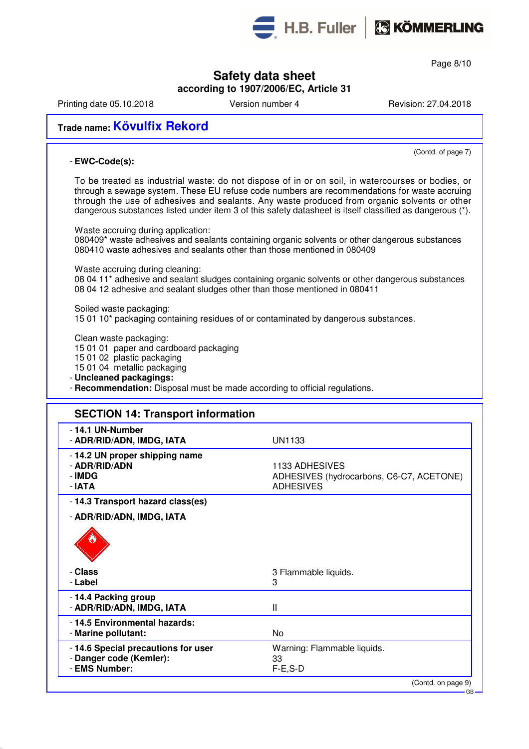**Trade name: Kövulfix Rekord**

(Contd. of page 7)

- **EWC-Code(s):**

To be treated as industrial waste: do not dispose of in or on soil, in watercourses or bodies, or through a sewage system. These EU refuse code numbers are recommendations for waste accruing through the use of adhesives and sealants. Any waste produced from organic solvents or other dangerous substances listed under item 3 of this safety datasheet is itself classified as dangerous (*).

Waste accruing during application:
080409* waste adhesives and sealants containing organic solvents or other dangerous substances
080410 waste adhesives and sealants other than those mentioned in 080409

Waste accruing during cleaning:
08 04 11* adhesive and sealant sludges containing organic solvents or other dangerous substances
08 04 12 adhesive and sealant sludges other than those mentioned in 080411

Soiled waste packaging:
15 01 10* packaging containing residues of or contaminated by dangerous substances.

Clean waste packaging:
15 01 01 paper and cardboard packaging
15 01 02 plastic packaging
15 01 04 metallic packaging

- **Uncleaned packagings:**
- **Recommendation:** Disposal must be made according to official regulations.

## SECTION 14: Transport information

| | |
|---|---|
| - **14.1 UN-Number** | |
| - **ADR/RID/ADN, IMDG, IATA** | UN1133 |
| - **14.2 UN proper shipping name** | |
| - **ADR/RID/ADN** | 1133 ADHESIVES |
| - **IMDG** | ADHESIVES (hydrocarbons, C6-C7, ACETONE) |
| - **IATA** | ADHESIVES |
| - **14.3 Transport hazard class(es)** | |
| - **ADR/RID/ADN, IMDG, IATA** | |
| - **Class** | 3 Flammable liquids. |
| - **Label** | 3 |
| - **14.4 Packing group** | |
| - **ADR/RID/ADN, IMDG, IATA** | II |
| - **14.5 Environmental hazards:** | |
| - **Marine pollutant:** | No |
| - **14.6 Special precautions for user** | Warning: Flammable liquids. |
| - **Danger code (Kemler):** | 33 |
| - **EMS Number:** | F-E,S-D |

(Contd. on page 9)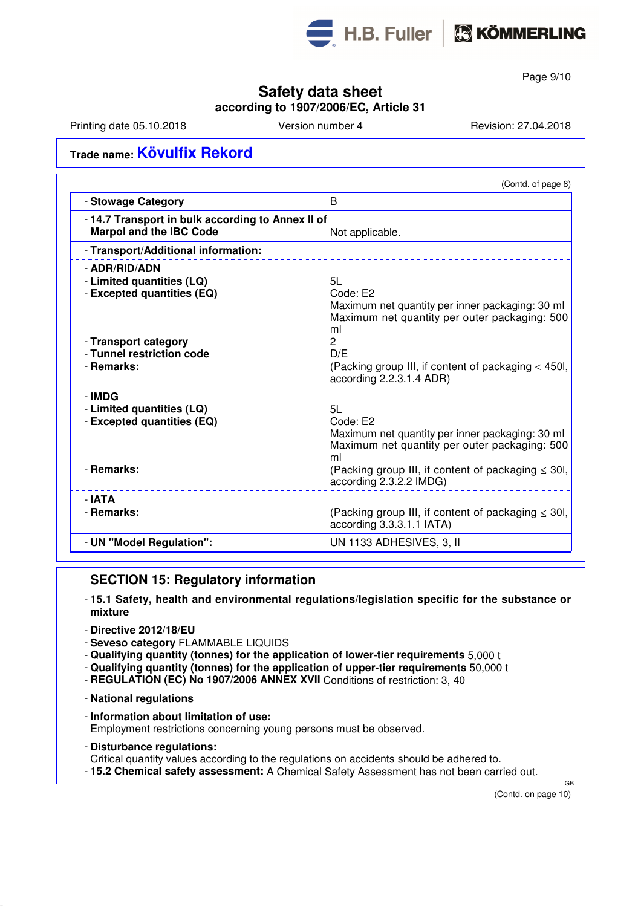Safety data sheet
according to 1907/2006/EC, Article 31

Printing date 05.10.2018 | Version number 4 | Revision: 27.04.2018

**Trade name: Kövulfix Rekord**

(Contd. of page 8)

| | |
|---|---|
| - **Stowage Category** | B |
| - **14.7 Transport in bulk according to Annex II of Marpol and the IBC Code** | Not applicable. |
| - **Transport/Additional information:** | |
| - **ADR/RID/ADN** | |
| - **Limited quantities (LQ)** | 5L |
| - **Excepted quantities (EQ)** | Code: E2<br>Maximum net quantity per inner packaging: 30 ml<br>Maximum net quantity per outer packaging: 500 ml |
| - **Transport category** | 2 |
| - **Tunnel restriction code** | D/E |
| - **Remarks:** | (Packing group III, if content of packaging ≤ 450l, according 2.2.3.1.4 ADR) |
| - **IMDG** | |
| - **Limited quantities (LQ)** | 5L |
| - **Excepted quantities (EQ)** | Code: E2<br>Maximum net quantity per inner packaging: 30 ml<br>Maximum net quantity per outer packaging: 500 ml |
| - **Remarks:** | (Packing group III, if content of packaging ≤ 30l, according 2.3.2.2 IMDG) |
| - **IATA** | |
| - **Remarks:** | (Packing group III, if content of packaging ≤ 30l, according 3.3.3.1.1 IATA) |
| - **UN "Model Regulation":** | UN 1133 ADHESIVES, 3, II |

## SECTION 15: Regulatory information

- **15.1 Safety, health and environmental regulations/legislation specific for the substance or mixture**
- **Directive 2012/18/EU**
- **Seveso category** FLAMMABLE LIQUIDS
- **Qualifying quantity (tonnes) for the application of lower-tier requirements** 5,000 t
- **Qualifying quantity (tonnes) for the application of upper-tier requirements** 50,000 t
- **REGULATION (EC) No 1907/2006 ANNEX XVII** Conditions of restriction: 3, 40
- **National regulations**
- **Information about limitation of use:**
  Employment restrictions concerning young persons must be observed.
- **Disturbance regulations:**
  Critical quantity values according to the regulations on accidents should be adhered to.
- **15.2 Chemical safety assessment:** A Chemical Safety Assessment has not been carried out.

(Contd. on page 10)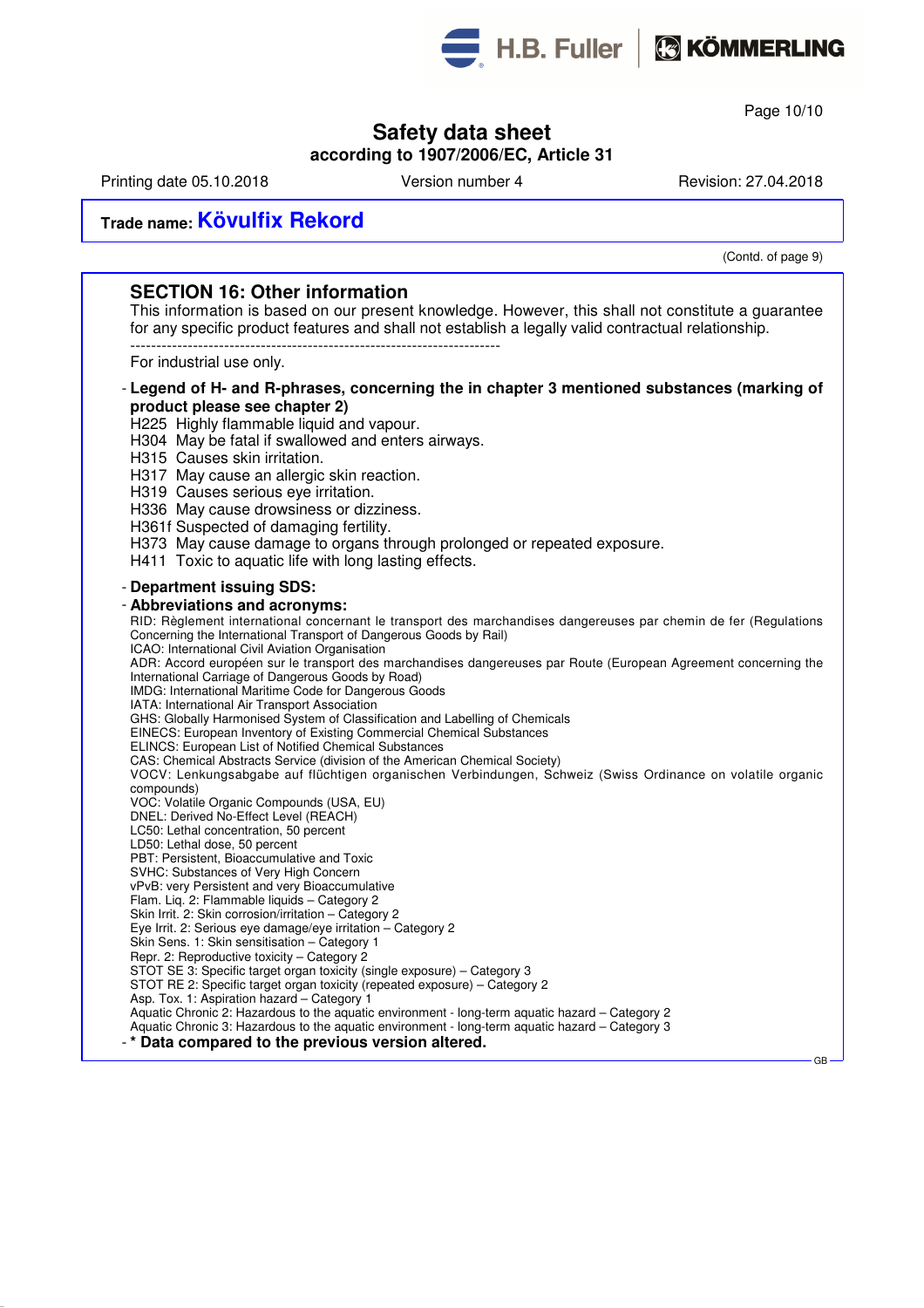# Safety data sheet

**according to 1907/2006/EC, Article 31**

Printing date 05.10.2018 Version number 4 Revision: 27.04.2018

**Trade name: Kövulfix Rekord**

(Contd. of page 9)

## SECTION 16: Other information

This information is based on our present knowledge. However, this shall not constitute a guarantee for any specific product features and shall not establish a legally valid contractual relationship.

-----------------------------------------------------------------------

For industrial use only.

- **Legend of H- and R-phrases, concerning the in chapter 3 mentioned substances (marking of product please see chapter 2)**

H225 Highly flammable liquid and vapour.
H304 May be fatal if swallowed and enters airways.
H315 Causes skin irritation.
H317 May cause an allergic skin reaction.
H319 Causes serious eye irritation.
H336 May cause drowsiness or dizziness.
H361f Suspected of damaging fertility.
H373 May cause damage to organs through prolonged or repeated exposure.
H411 Toxic to aquatic life with long lasting effects.

- **Department issuing SDS:**
- **Abbreviations and acronyms:**

RID: Règlement international concernant le transport des marchandises dangereuses par chemin de fer (Regulations Concerning the International Transport of Dangerous Goods by Rail)
ICAO: International Civil Aviation Organisation
ADR: Accord européen sur le transport des marchandises dangereuses par Route (European Agreement concerning the International Carriage of Dangerous Goods by Road)
IMDG: International Maritime Code for Dangerous Goods
IATA: International Air Transport Association
GHS: Globally Harmonised System of Classification and Labelling of Chemicals
EINECS: European Inventory of Existing Commercial Chemical Substances
ELINCS: European List of Notified Chemical Substances
CAS: Chemical Abstracts Service (division of the American Chemical Society)
VOCV: Lenkungsabgabe auf flüchtigen organischen Verbindungen, Schweiz (Swiss Ordinance on volatile organic compounds)
VOC: Volatile Organic Compounds (USA, EU)
DNEL: Derived No-Effect Level (REACH)
LC50: Lethal concentration, 50 percent
LD50: Lethal dose, 50 percent
PBT: Persistent, Bioaccumulative and Toxic
SVHC: Substances of Very High Concern
vPvB: very Persistent and very Bioaccumulative
Flam. Liq. 2: Flammable liquids – Category 2
Skin Irrit. 2: Skin corrosion/irritation – Category 2
Eye Irrit. 2: Serious eye damage/eye irritation – Category 2
Skin Sens. 1: Skin sensitisation – Category 1
Repr. 2: Reproductive toxicity – Category 2
STOT SE 3: Specific target organ toxicity (single exposure) – Category 3
STOT RE 2: Specific target organ toxicity (repeated exposure) – Category 2
Asp. Tox. 1: Aspiration hazard – Category 1
Aquatic Chronic 2: Hazardous to the aquatic environment - long-term aquatic hazard – Category 2
Aquatic Chronic 3: Hazardous to the aquatic environment - long-term aquatic hazard – Category 3

- **\* Data compared to the previous version altered.**